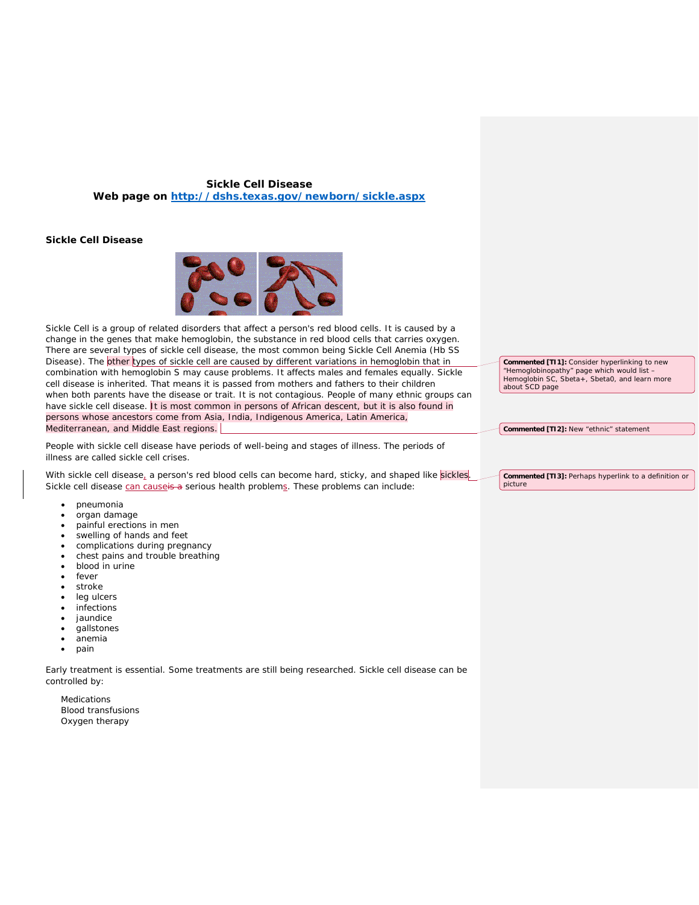**Sickle Cell Disease**
**Web page on [http://dshs.texas.gov/newborn/sickle.aspx](http://dshs.texas.gov/newborn/sickle.aspx)**

## Sickle Cell Disease

Sickle Cell is a group of related disorders that affect a person's red blood cells. It is caused by a change in the genes that make hemoglobin, the substance in red blood cells that carries oxygen. There are several types of sickle cell disease, the most common being Sickle Cell Anemia (Hb SS Disease). The other types of sickle cell are caused by different variations in hemoglobin that in combination with hemoglobin S may cause problems. It affects males and females equally. Sickle cell disease is inherited. That means it is passed from mothers and fathers to their children when both parents have the disease or trait. It is not contagious. People of many ethnic groups can have sickle cell disease. It is most common in persons of African descent, but it is also found in persons whose ancestors come from Asia, India, Indigenous America, Latin America, Mediterranean, and Middle East regions.

People with sickle cell disease have periods of well-being and stages of illness. The periods of illness are called sickle cell crises.

With sickle cell disease, a person's red blood cells can become hard, sticky, and shaped like sickles. Sickle cell disease can cause~~is a~~ serious health problems. These problems can include:

- pneumonia
- organ damage
- painful erections in men
- swelling of hands and feet
- complications during pregnancy
- chest pains and trouble breathing
- blood in urine
- fever
- stroke
- leg ulcers
- infections
- jaundice
- gallstones
- anemia
- pain

Early treatment is essential. Some treatments are still being researched. Sickle cell disease can be controlled by:

Medications
Blood transfusions
Oxygen therapy

**Commented [TI1]:** Consider hyperlinking to new "Hemoglobinopathy" page which would list – Hemoglobin SC, Sbeta+, Sbeta0, and learn more about SCD page

**Commented [TI2]:** New "ethnic" statement

**Commented [TI3]:** Perhaps hyperlink to a definition or picture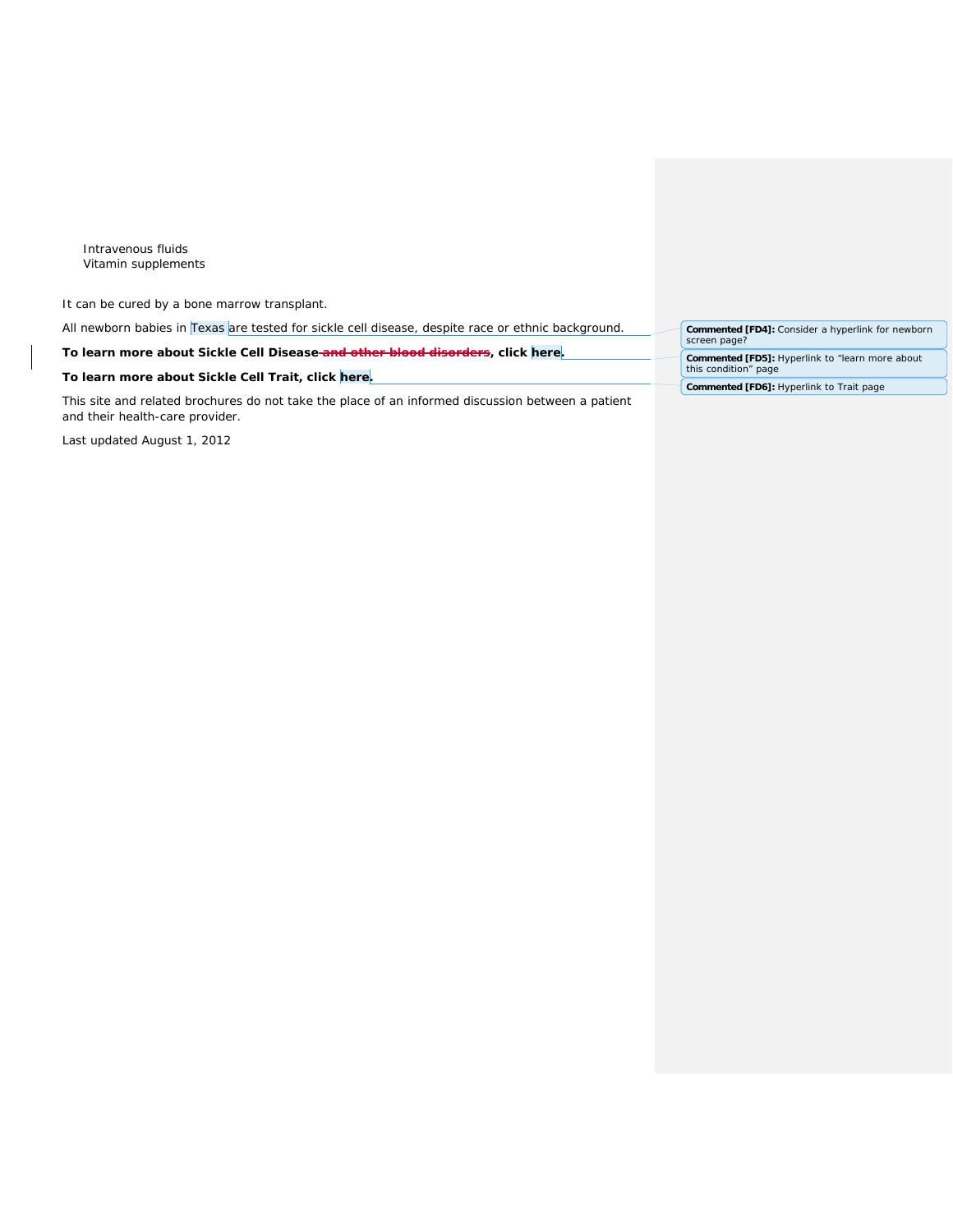- Intravenous fluids
- Vitamin supplements

It can be cured by a bone marrow transplant.

All newborn babies in Texas are tested for sickle cell disease, despite race or ethnic background.

**To learn more about Sickle Cell Disease ~~and other blood disorders~~, click here.**

**To learn more about Sickle Cell Trait, click here.**

This site and related brochures do not take the place of an informed discussion between a patient and their health-care provider.

Last updated August 1, 2012

**Commented [FD4]:** Consider a hyperlink for newborn screen page?

**Commented [FD5]:** Hyperlink to "learn more about this condition" page

**Commented [FD6]:** Hyperlink to Trait page